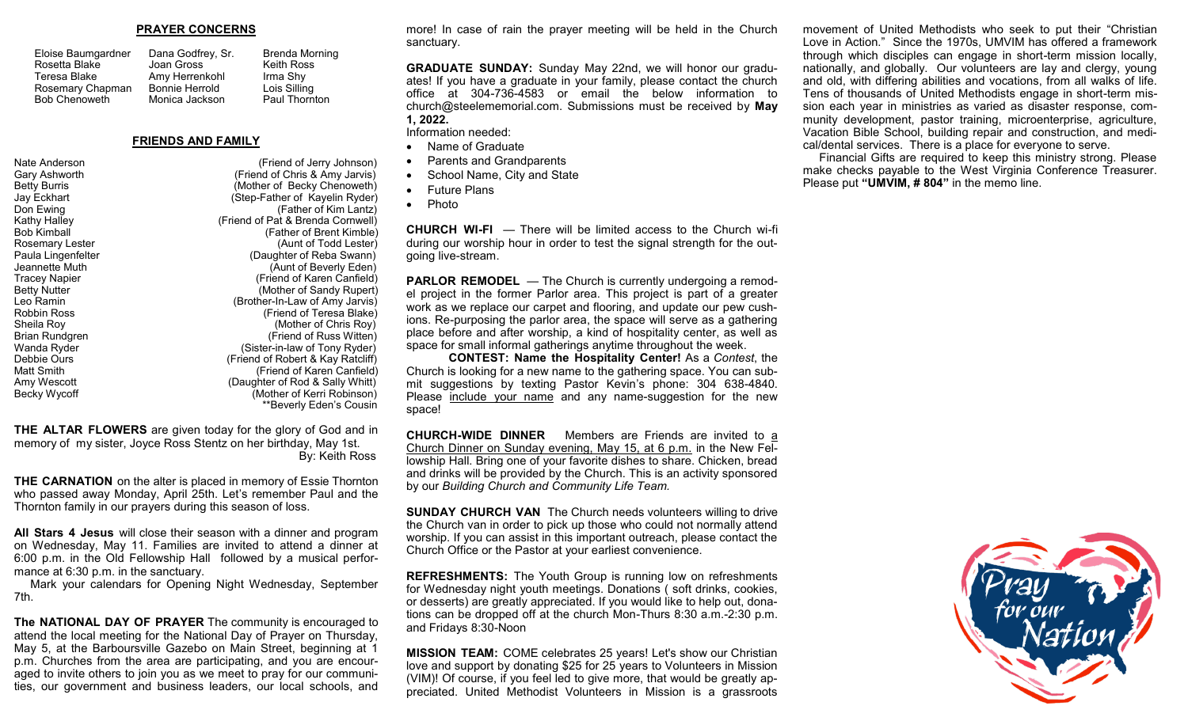## PRAYER CONCERNS

| | | |
|---|---|---|
| Eloise Baumgardner | Dana Godfrey, Sr. | Brenda Morning |
| Rosetta Blake | Joan Gross | Keith Ross |
| Teresa Blake | Amy Herrenkohl | Irma Shy |
| Rosemary Chapman | Bonnie Herrold | Lois Silling |
| Bob Chenoweth | Monica Jackson | Paul Thornton |

## FRIENDS AND FAMILY

| | |
|---|---|
| Nate Anderson | (Friend of Jerry Johnson) |
| Gary Ashworth | (Friend of Chris & Amy Jarvis) |
| Betty Burris | (Mother of Becky Chenoweth) |
| Jay Eckhart | (Step-Father of Kayelin Ryder) |
| Don Ewing | (Father of Kim Lantz) |
| Kathy Halley | (Friend of Pat & Brenda Cornwell) |
| Bob Kimball | (Father of Brent Kimble) |
| Rosemary Lester | (Aunt of Todd Lester) |
| Paula Lingenfelter | (Daughter of Reba Swann) |
| Jeannette Muth | (Aunt of Beverly Eden) |
| Tracey Napier | (Friend of Karen Canfield) |
| Betty Nutter | (Mother of Sandy Rupert) |
| Leo Ramin | (Brother-In-Law of Amy Jarvis) |
| Robbin Ross | (Friend of Teresa Blake) |
| Sheila Roy | (Mother of Chris Roy) |
| Brian Rundgren | (Friend of Russ Witten) |
| Wanda Ryder | (Sister-in-law of Tony Ryder) |
| Debbie Ours | (Friend of Robert & Kay Ratcliff) |
| Matt Smith | (Friend of Karen Canfield) |
| Amy Wescott | (Daughter of Rod & Sally Whitt) |
| Becky Wycoff | (Mother of Kerri Robinson) |
| | **Beverly Eden's Cousin |

**THE ALTAR FLOWERS** are given today for the glory of God and in memory of my sister, Joyce Ross Stentz on her birthday, May 1st.

By: Keith Ross

**THE CARNATION** on the alter is placed in memory of Essie Thornton who passed away Monday, April 25th. Let's remember Paul and the Thornton family in our prayers during this season of loss.

**All Stars 4 Jesus** will close their season with a dinner and program on Wednesday, May 11. Families are invited to attend a dinner at 6:00 p.m. in the Old Fellowship Hall followed by a musical performance at 6:30 p.m. in the sanctuary.

Mark your calendars for Opening Night Wednesday, September 7th.

**The NATIONAL DAY OF PRAYER** The community is encouraged to attend the local meeting for the National Day of Prayer on Thursday, May 5, at the Barboursville Gazebo on Main Street, beginning at 1 p.m. Churches from the area are participating, and you are encouraged to invite others to join you as we meet to pray for our communities, our government and business leaders, our local schools, and more! In case of rain the prayer meeting will be held in the Church sanctuary.

**GRADUATE SUNDAY:** Sunday May 22nd, we will honor our graduates! If you have a graduate in your family, please contact the church office at 304-736-4583 or email the below information to church@steelememorial.com. Submissions must be received by **May 1, 2022.**

Information needed:

- Name of Graduate
- Parents and Grandparents
- School Name, City and State
- Future Plans
- Photo

**CHURCH WI-FI** — There will be limited access to the Church wi-fi during our worship hour in order to test the signal strength for the outgoing live-stream.

**PARLOR REMODEL** — The Church is currently undergoing a remodel project in the former Parlor area. This project is part of a greater work as we replace our carpet and flooring, and update our pew cushions. Re-purposing the parlor area, the space will serve as a gathering place before and after worship, a kind of hospitality center, as well as space for small informal gatherings anytime throughout the week.

**CONTEST: Name the Hospitality Center!** As a *Contest*, the Church is looking for a new name to the gathering space. You can submit suggestions by texting Pastor Kevin's phone: 304 638-4840. Please include your name and any name-suggestion for the new space!

**CHURCH-WIDE DINNER** Members are Friends are invited to a Church Dinner on Sunday evening, May 15, at 6 p.m. in the New Fellowship Hall. Bring one of your favorite dishes to share. Chicken, bread and drinks will be provided by the Church. This is an activity sponsored by our *Building Church and Community Life Team.*

**SUNDAY CHURCH VAN** The Church needs volunteers willing to drive the Church van in order to pick up those who could not normally attend worship. If you can assist in this important outreach, please contact the Church Office or the Pastor at your earliest convenience.

**REFRESHMENTS:** The Youth Group is running low on refreshments for Wednesday night youth meetings. Donations ( soft drinks, cookies, or desserts) are greatly appreciated. If you would like to help out, donations can be dropped off at the church Mon-Thurs 8:30 a.m.-2:30 p.m. and Fridays 8:30-Noon

**MISSION TEAM:** COME celebrates 25 years! Let's show our Christian love and support by donating $25 for 25 years to Volunteers in Mission (VIM)! Of course, if you feel led to give more, that would be greatly appreciated. United Methodist Volunteers in Mission is a grassroots movement of United Methodists who seek to put their "Christian Love in Action." Since the 1970s, UMVIM has offered a framework through which disciples can engage in short-term mission locally, nationally, and globally. Our volunteers are lay and clergy, young and old, with differing abilities and vocations, from all walks of life. Tens of thousands of United Methodists engage in short-term mission each year in ministries as varied as disaster response, community development, pastor training, microenterprise, agriculture, Vacation Bible School, building repair and construction, and medical/dental services. There is a place for everyone to serve.

Financial Gifts are required to keep this ministry strong. Please make checks payable to the West Virginia Conference Treasurer. Please put **"UMVIM, # 804"** in the memo line.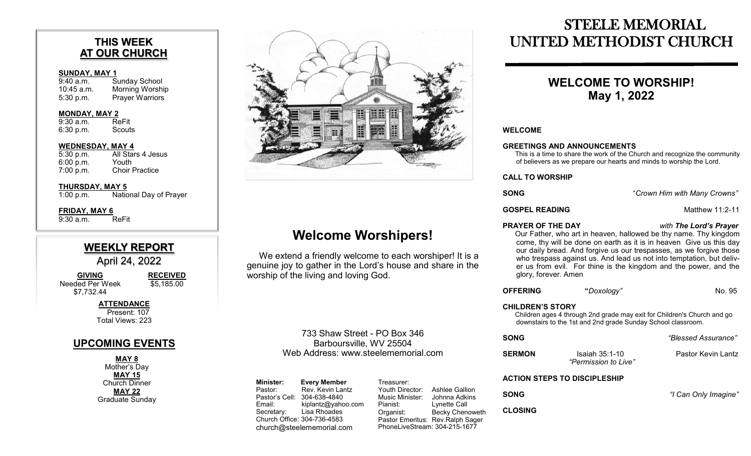## THIS WEEK AT OUR CHURCH

**SUNDAY, MAY 1**
9:40 a.m. Sunday School
10:45 a.m. Morning Worship
5:30 p.m. Prayer Warriors

**MONDAY, MAY 2**
9:30 a.m. ReFit
6:30 p.m. Scouts

**WEDNESDAY, MAY 4**
5:30 p.m. All Stars 4 Jesus
6:00 p.m. Youth
7:00 p.m. Choir Practice

**THURSDAY, MAY 5**
1:00 p.m. National Day of Prayer

**FRIDAY, MAY 6**
9:30 a.m. ReFit

## WEEKLY REPORT

April 24, 2022

| GIVING | RECEIVED |
|---|---|
| Needed Per Week $7,732.44 | $5,185.00 |

**ATTENDANCE**
Present: 107
Total Views: 223

## UPCOMING EVENTS

**MAY 8**
Mother's Day
**MAY 15**
Church Dinner
**MAY 22**
Graduate Sunday

# Welcome Worshipers!

We extend a friendly welcome to each worshiper! It is a genuine joy to gather in the Lord's house and share in the worship of the living and loving God.

733 Shaw Street - PO Box 346
Barboursville, WV 25504
Web Address: www.steelememorial.com

**Minister:** **Every Member**
Pastor: Rev. Kevin Lantz
Pastor's Cell: 304-638-4840
Email: kiplantz@yahoo.com
Secretary: Lisa Rhoades
Church Office: 304-736-4583
church@steelememorial.com

Treasurer:
Youth Director: Ashlee Gallion
Music Minister: Johnna Adkins
Pianist: Lynette Call
Organist: Becky Chenoweth
Pastor Emeritus: Rev.Ralph Sager
PhoneLiveStream: 304-215-1677

# STEELE MEMORIAL UNITED METHODIST CHURCH

## WELCOME TO WORSHIP!
## May 1, 2022

**WELCOME**

**GREETINGS AND ANNOUNCEMENTS**
This is a time to share the work of the Church and recognize the community of believers as we prepare our hearts and minds to worship the Lord.

**CALL TO WORSHIP**

**SONG** "*Crown Him with Many Crowns"*

**GOSPEL READING** Matthew 11:2-11

**PRAYER OF THE DAY** *with **The Lord's Prayer***
Our Father, who art in heaven, hallowed be thy name. Thy kingdom come, thy will be done on earth as it is in heaven Give us this day our daily bread. And forgive us our trespasses, as we forgive those who trespass against us. And lead us not into temptation, but deliver us from evil. For thine is the kingdom and the power, and the glory, forever. Amen

**OFFERING** **"***Doxology"* No. 95

**CHILDREN'S STORY**
Children ages 4 through 2nd grade may exit for Children's Church and go downstairs to the 1st and 2nd grade Sunday School classroom.

**SONG** *"Blessed Assurance"*

**SERMON** Isaiah 35:1-10 *"Permission to Live"* Pastor Kevin Lantz

**ACTION STEPS TO DISCIPLESHIP**

**SONG** *"I Can Only Imagine"*

**CLOSING**